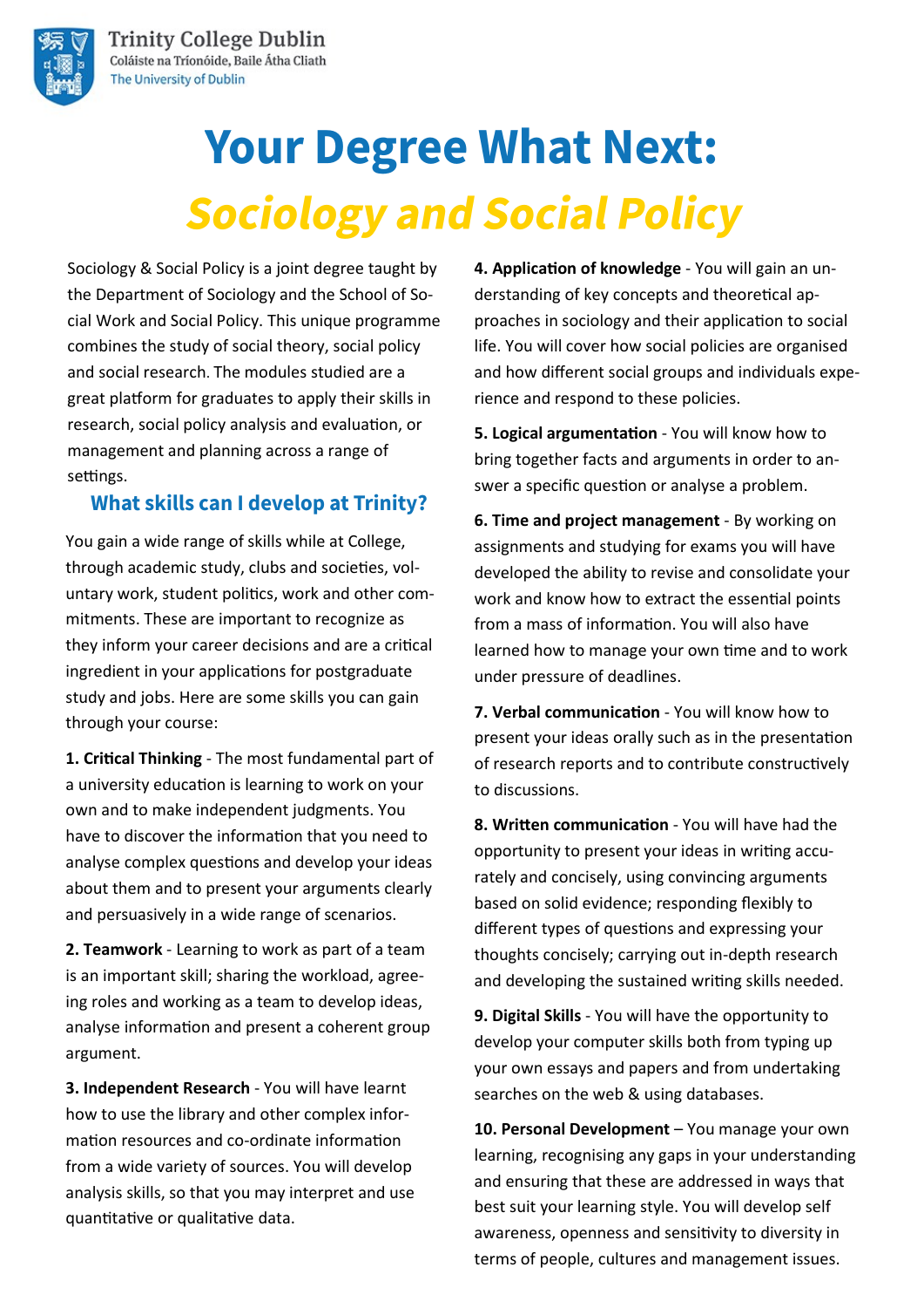Trinity College Dublin
Coláiste na Tríonóide, Baile Átha Cliath
The University of Dublin

# Your Degree What Next:
# *Sociology and Social Policy*

Sociology & Social Policy is a joint degree taught by the Department of Sociology and the School of Social Work and Social Policy. This unique programme combines the study of social theory, social policy and social research. The modules studied are a great platform for graduates to apply their skills in research, social policy analysis and evaluation, or management and planning across a range of settings.

## What skills can I develop at Trinity?

You gain a wide range of skills while at College, through academic study, clubs and societies, voluntary work, student politics, work and other commitments. These are important to recognize as they inform your career decisions and are a critical ingredient in your applications for postgraduate study and jobs. Here are some skills you can gain through your course:

**1. Critical Thinking** - The most fundamental part of a university education is learning to work on your own and to make independent judgments. You have to discover the information that you need to analyse complex questions and develop your ideas about them and to present your arguments clearly and persuasively in a wide range of scenarios.

**2. Teamwork** - Learning to work as part of a team is an important skill; sharing the workload, agreeing roles and working as a team to develop ideas, analyse information and present a coherent group argument.

**3. Independent Research** - You will have learnt how to use the library and other complex information resources and co-ordinate information from a wide variety of sources. You will develop analysis skills, so that you may interpret and use quantitative or qualitative data.

**4. Application of knowledge** - You will gain an understanding of key concepts and theoretical approaches in sociology and their application to social life. You will cover how social policies are organised and how different social groups and individuals experience and respond to these policies.

**5. Logical argumentation** - You will know how to bring together facts and arguments in order to answer a specific question or analyse a problem.

**6. Time and project management** - By working on assignments and studying for exams you will have developed the ability to revise and consolidate your work and know how to extract the essential points from a mass of information. You will also have learned how to manage your own time and to work under pressure of deadlines.

**7. Verbal communication** - You will know how to present your ideas orally such as in the presentation of research reports and to contribute constructively to discussions.

**8. Written communication** - You will have had the opportunity to present your ideas in writing accurately and concisely, using convincing arguments based on solid evidence; responding flexibly to different types of questions and expressing your thoughts concisely; carrying out in-depth research and developing the sustained writing skills needed.

**9. Digital Skills** - You will have the opportunity to develop your computer skills both from typing up your own essays and papers and from undertaking searches on the web & using databases.

**10. Personal Development** – You manage your own learning, recognising any gaps in your understanding and ensuring that these are addressed in ways that best suit your learning style. You will develop self awareness, openness and sensitivity to diversity in terms of people, cultures and management issues.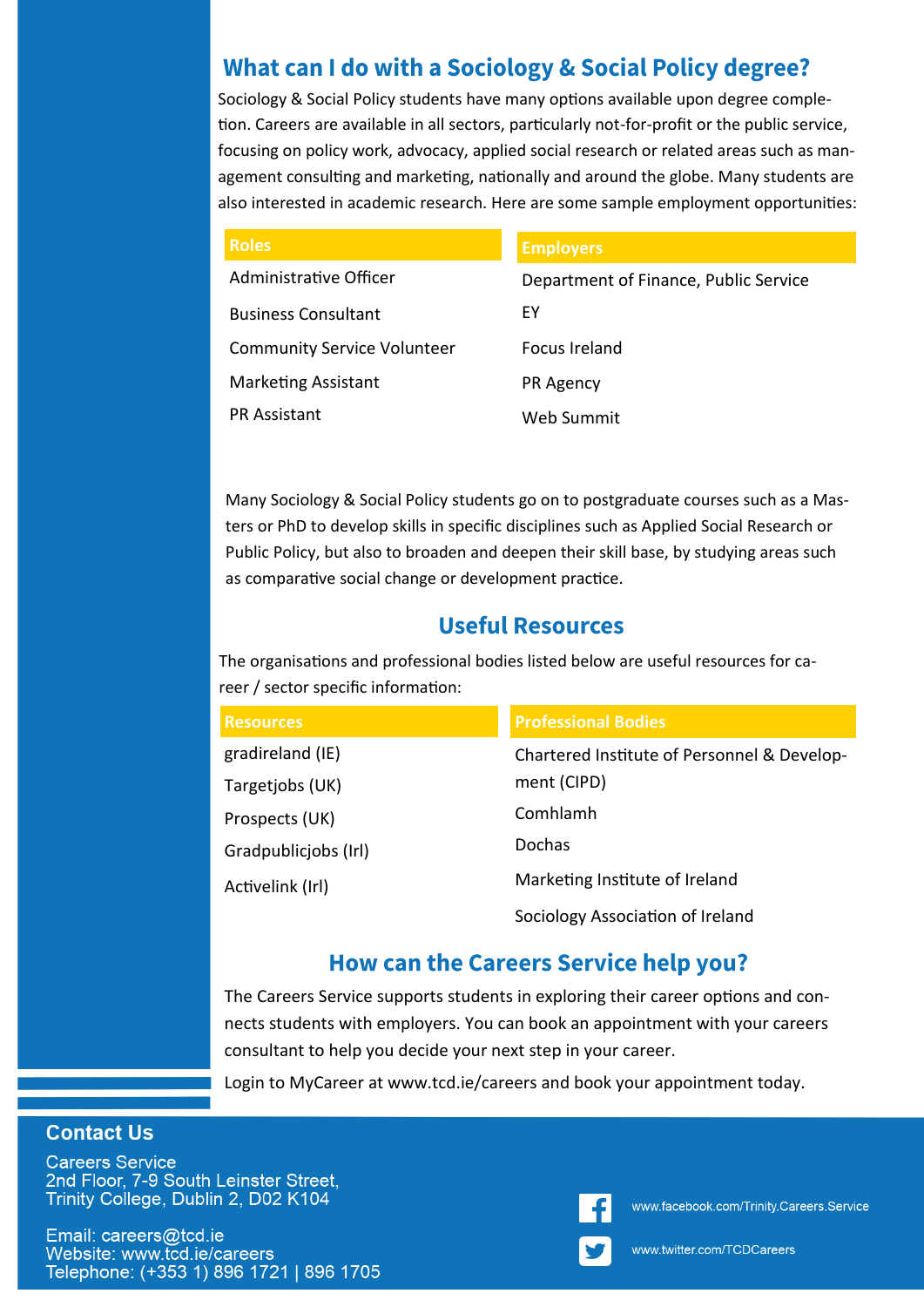## What can I do with a Sociology & Social Policy degree?

Sociology & Social Policy students have many options available upon degree completion. Careers are available in all sectors, particularly not-for-profit or the public service, focusing on policy work, advocacy, applied social research or related areas such as management consulting and marketing, nationally and around the globe. Many students are also interested in academic research. Here are some sample employment opportunities:

| Roles | Employers |
|---|---|
| Administrative Officer | Department of Finance, Public Service |
| Business Consultant | EY |
| Community Service Volunteer | Focus Ireland |
| Marketing Assistant | PR Agency |
| PR Assistant | Web Summit |

Many Sociology & Social Policy students go on to postgraduate courses such as a Masters or PhD to develop skills in specific disciplines such as Applied Social Research or Public Policy, but also to broaden and deepen their skill base, by studying areas such as comparative social change or development practice.

## Useful Resources

The organisations and professional bodies listed below are useful resources for career / sector specific information:

| Resources | Professional Bodies |
|---|---|
| gradireland (IE) | Chartered Institute of Personnel & Development (CIPD) |
| Targetjobs (UK) | Comhlamh |
| Prospects (UK) | Dochas |
| Gradpublicjobs (Irl) | Marketing Institute of Ireland |
| Activelink (Irl) | Sociology Association of Ireland |

## How can the Careers Service help you?

The Careers Service supports students in exploring their career options and connects students with employers. You can book an appointment with your careers consultant to help you decide your next step in your career.

Login to MyCareer at www.tcd.ie/careers and book your appointment today.

### Contact Us

Careers Service
2nd Floor, 7-9 South Leinster Street,
Trinity College, Dublin 2, D02 K104

Email: careers@tcd.ie
Website: www.tcd.ie/careers
Telephone: (+353 1) 896 1721 | 896 1705

www.facebook.com/Trinity.Careers.Service

www.twitter.com/TCDCareers